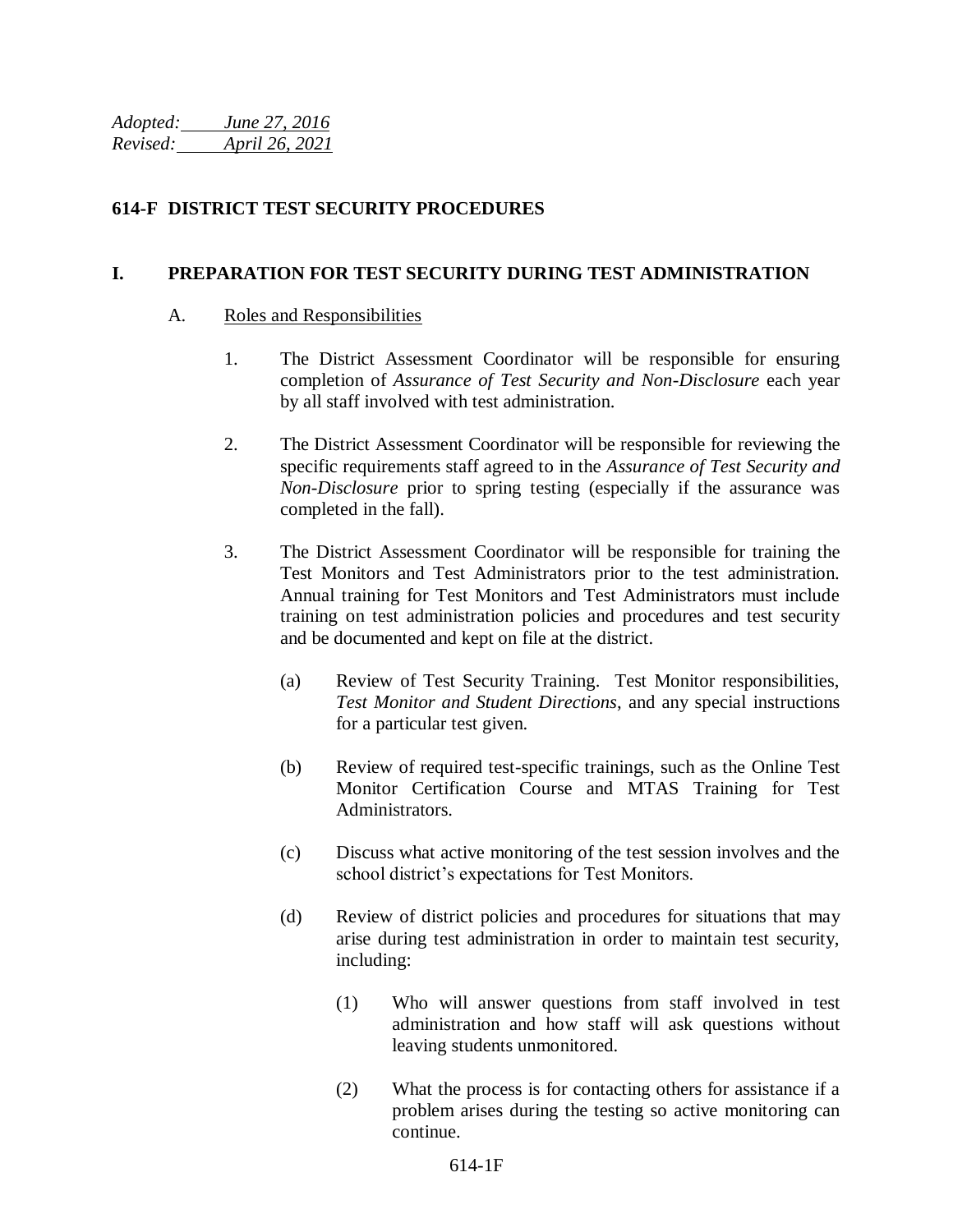*Adopted: June 27, 2016*
*Revised: April 26, 2021*

# 614-F DISTRICT TEST SECURITY PROCEDURES

## I. PREPARATION FOR TEST SECURITY DURING TEST ADMINISTRATION

### A. Roles and Responsibilities

1. The District Assessment Coordinator will be responsible for ensuring completion of *Assurance of Test Security and Non-Disclosure* each year by all staff involved with test administration.

2. The District Assessment Coordinator will be responsible for reviewing the specific requirements staff agreed to in the *Assurance of Test Security and Non-Disclosure* prior to spring testing (especially if the assurance was completed in the fall).

3. The District Assessment Coordinator will be responsible for training the Test Monitors and Test Administrators prior to the test administration. Annual training for Test Monitors and Test Administrators must include training on test administration policies and procedures and test security and be documented and kept on file at the district.

   (a) Review of Test Security Training. Test Monitor responsibilities, *Test Monitor and Student Directions*, and any special instructions for a particular test given.

   (b) Review of required test-specific trainings, such as the Online Test Monitor Certification Course and MTAS Training for Test Administrators.

   (c) Discuss what active monitoring of the test session involves and the school district's expectations for Test Monitors.

   (d) Review of district policies and procedures for situations that may arise during test administration in order to maintain test security, including:

      (1) Who will answer questions from staff involved in test administration and how staff will ask questions without leaving students unmonitored.

      (2) What the process is for contacting others for assistance if a problem arises during the testing so active monitoring can continue.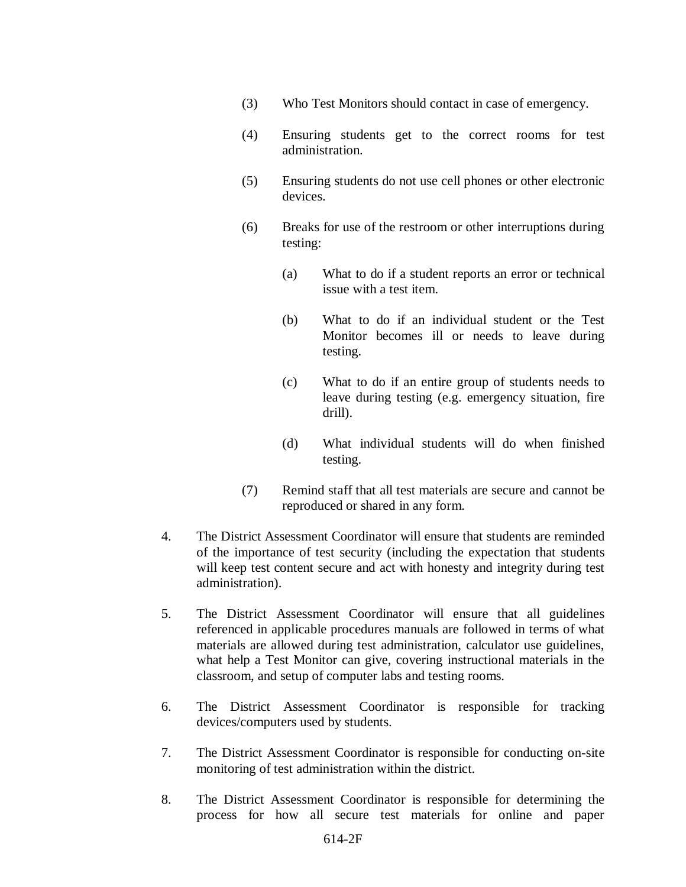(3) Who Test Monitors should contact in case of emergency.

(4) Ensuring students get to the correct rooms for test administration.

(5) Ensuring students do not use cell phones or other electronic devices.

(6) Breaks for use of the restroom or other interruptions during testing:

  (a) What to do if a student reports an error or technical issue with a test item.

  (b) What to do if an individual student or the Test Monitor becomes ill or needs to leave during testing.

  (c) What to do if an entire group of students needs to leave during testing (e.g. emergency situation, fire drill).

  (d) What individual students will do when finished testing.

(7) Remind staff that all test materials are secure and cannot be reproduced or shared in any form.

4. The District Assessment Coordinator will ensure that students are reminded of the importance of test security (including the expectation that students will keep test content secure and act with honesty and integrity during test administration).

5. The District Assessment Coordinator will ensure that all guidelines referenced in applicable procedures manuals are followed in terms of what materials are allowed during test administration, calculator use guidelines, what help a Test Monitor can give, covering instructional materials in the classroom, and setup of computer labs and testing rooms.

6. The District Assessment Coordinator is responsible for tracking devices/computers used by students.

7. The District Assessment Coordinator is responsible for conducting on-site monitoring of test administration within the district.

8. The District Assessment Coordinator is responsible for determining the process for how all secure test materials for online and paper

614-2F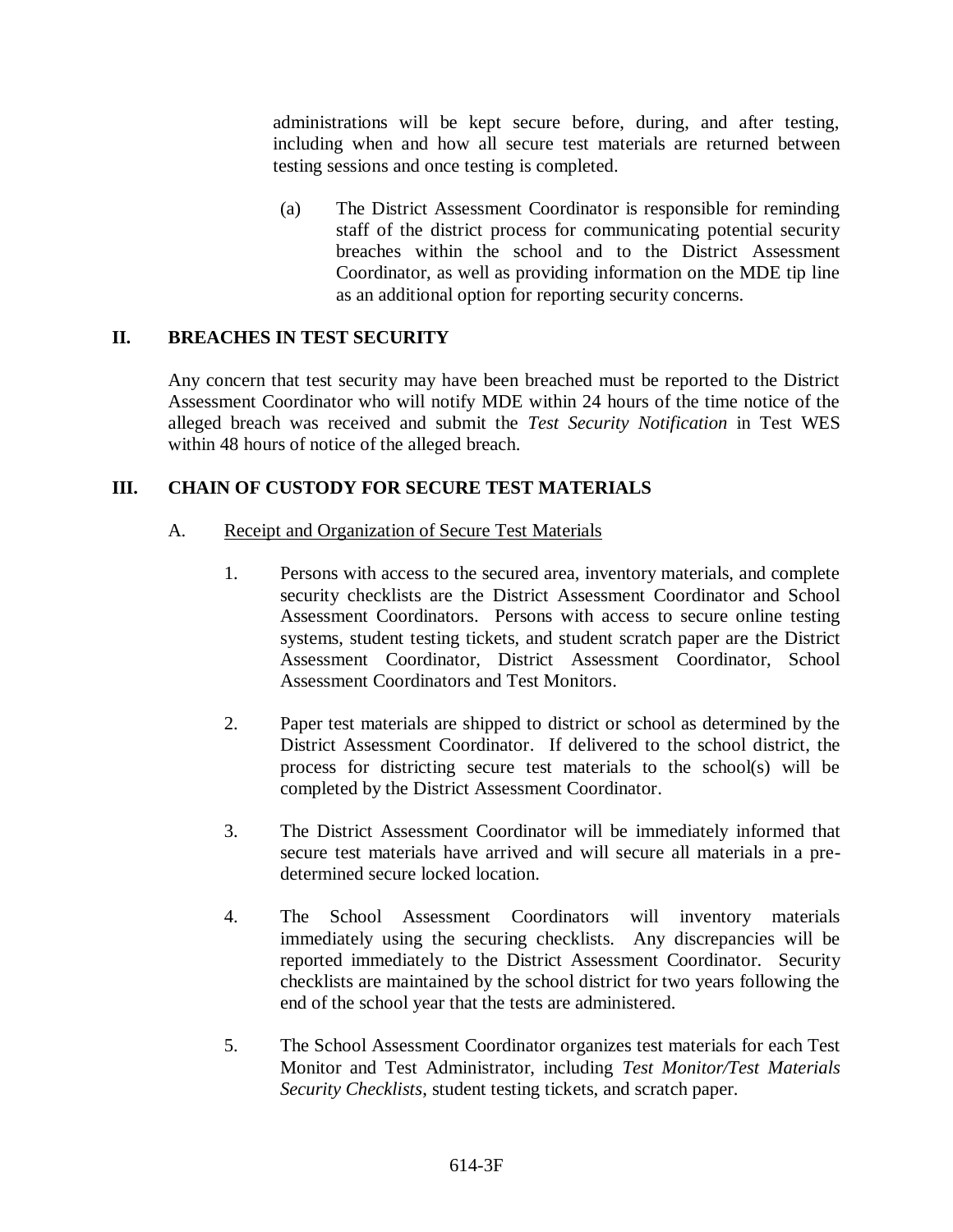administrations will be kept secure before, during, and after testing, including when and how all secure test materials are returned between testing sessions and once testing is completed.

(a) The District Assessment Coordinator is responsible for reminding staff of the district process for communicating potential security breaches within the school and to the District Assessment Coordinator, as well as providing information on the MDE tip line as an additional option for reporting security concerns.

## II. BREACHES IN TEST SECURITY

Any concern that test security may have been breached must be reported to the District Assessment Coordinator who will notify MDE within 24 hours of the time notice of the alleged breach was received and submit the *Test Security Notification* in Test WES within 48 hours of notice of the alleged breach.

## III. CHAIN OF CUSTODY FOR SECURE TEST MATERIALS

A. Receipt and Organization of Secure Test Materials

1. Persons with access to the secured area, inventory materials, and complete security checklists are the District Assessment Coordinator and School Assessment Coordinators. Persons with access to secure online testing systems, student testing tickets, and student scratch paper are the District Assessment Coordinator, District Assessment Coordinator, School Assessment Coordinators and Test Monitors.

2. Paper test materials are shipped to district or school as determined by the District Assessment Coordinator. If delivered to the school district, the process for districting secure test materials to the school(s) will be completed by the District Assessment Coordinator.

3. The District Assessment Coordinator will be immediately informed that secure test materials have arrived and will secure all materials in a pre-determined secure locked location.

4. The School Assessment Coordinators will inventory materials immediately using the securing checklists. Any discrepancies will be reported immediately to the District Assessment Coordinator. Security checklists are maintained by the school district for two years following the end of the school year that the tests are administered.

5. The School Assessment Coordinator organizes test materials for each Test Monitor and Test Administrator, including *Test Monitor/Test Materials Security Checklists*, student testing tickets, and scratch paper.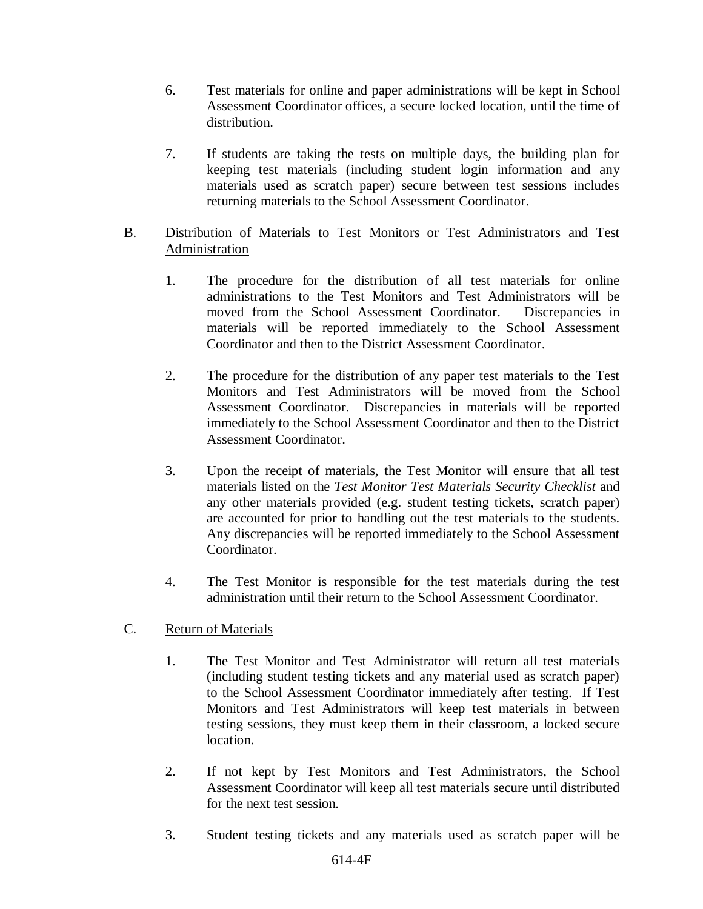6. Test materials for online and paper administrations will be kept in School Assessment Coordinator offices, a secure locked location, until the time of distribution.

7. If students are taking the tests on multiple days, the building plan for keeping test materials (including student login information and any materials used as scratch paper) secure between test sessions includes returning materials to the School Assessment Coordinator.

B. Distribution of Materials to Test Monitors or Test Administrators and Test Administration

1. The procedure for the distribution of all test materials for online administrations to the Test Monitors and Test Administrators will be moved from the School Assessment Coordinator. Discrepancies in materials will be reported immediately to the School Assessment Coordinator and then to the District Assessment Coordinator.

2. The procedure for the distribution of any paper test materials to the Test Monitors and Test Administrators will be moved from the School Assessment Coordinator. Discrepancies in materials will be reported immediately to the School Assessment Coordinator and then to the District Assessment Coordinator.

3. Upon the receipt of materials, the Test Monitor will ensure that all test materials listed on the *Test Monitor Test Materials Security Checklist* and any other materials provided (e.g. student testing tickets, scratch paper) are accounted for prior to handling out the test materials to the students. Any discrepancies will be reported immediately to the School Assessment Coordinator.

4. The Test Monitor is responsible for the test materials during the test administration until their return to the School Assessment Coordinator.

C. Return of Materials

1. The Test Monitor and Test Administrator will return all test materials (including student testing tickets and any material used as scratch paper) to the School Assessment Coordinator immediately after testing. If Test Monitors and Test Administrators will keep test materials in between testing sessions, they must keep them in their classroom, a locked secure location.

2. If not kept by Test Monitors and Test Administrators, the School Assessment Coordinator will keep all test materials secure until distributed for the next test session.

3. Student testing tickets and any materials used as scratch paper will be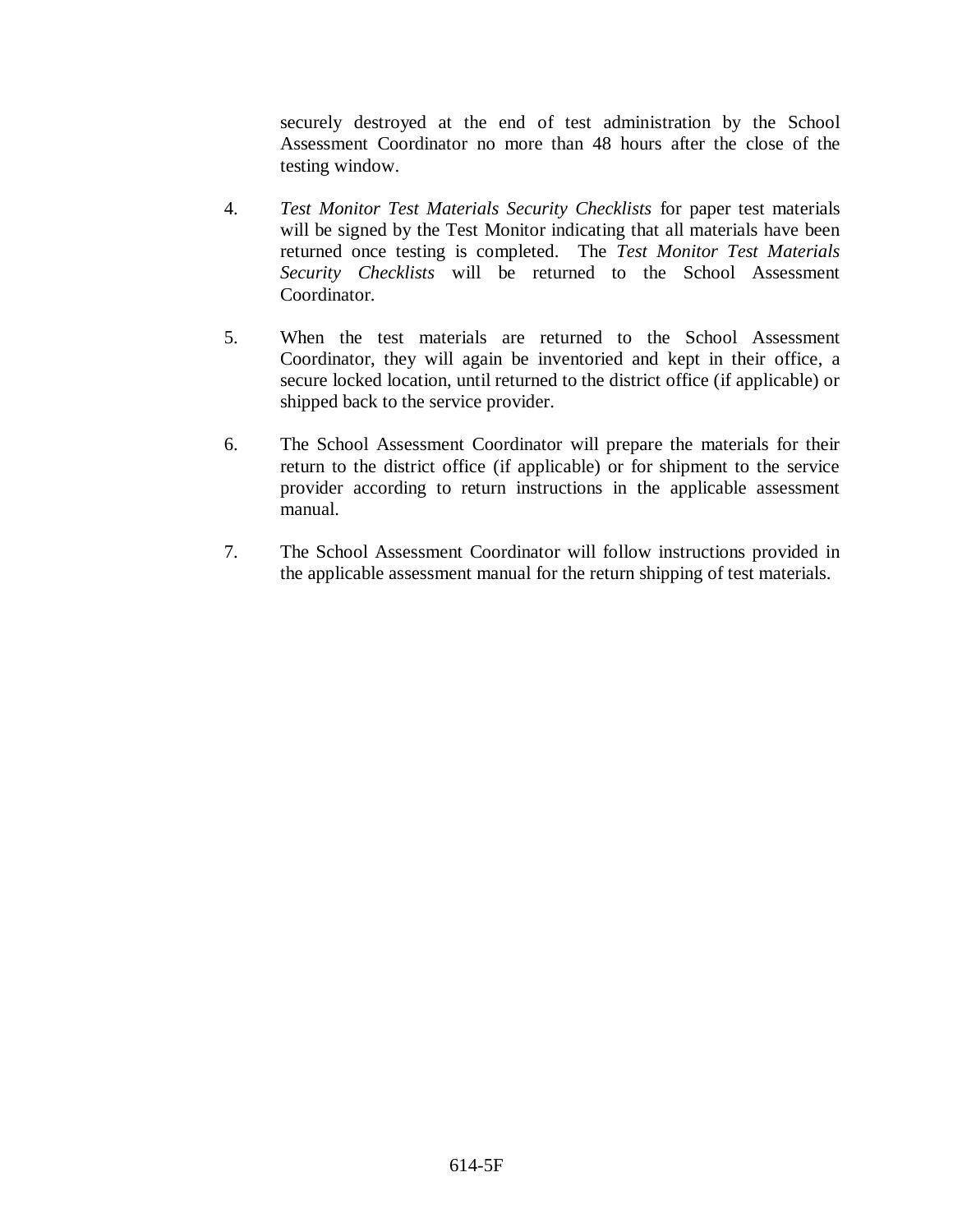securely destroyed at the end of test administration by the School Assessment Coordinator no more than 48 hours after the close of the testing window.

4. *Test Monitor Test Materials Security Checklists* for paper test materials will be signed by the Test Monitor indicating that all materials have been returned once testing is completed. The *Test Monitor Test Materials Security Checklists* will be returned to the School Assessment Coordinator.

5. When the test materials are returned to the School Assessment Coordinator, they will again be inventoried and kept in their office, a secure locked location, until returned to the district office (if applicable) or shipped back to the service provider.

6. The School Assessment Coordinator will prepare the materials for their return to the district office (if applicable) or for shipment to the service provider according to return instructions in the applicable assessment manual.

7. The School Assessment Coordinator will follow instructions provided in the applicable assessment manual for the return shipping of test materials.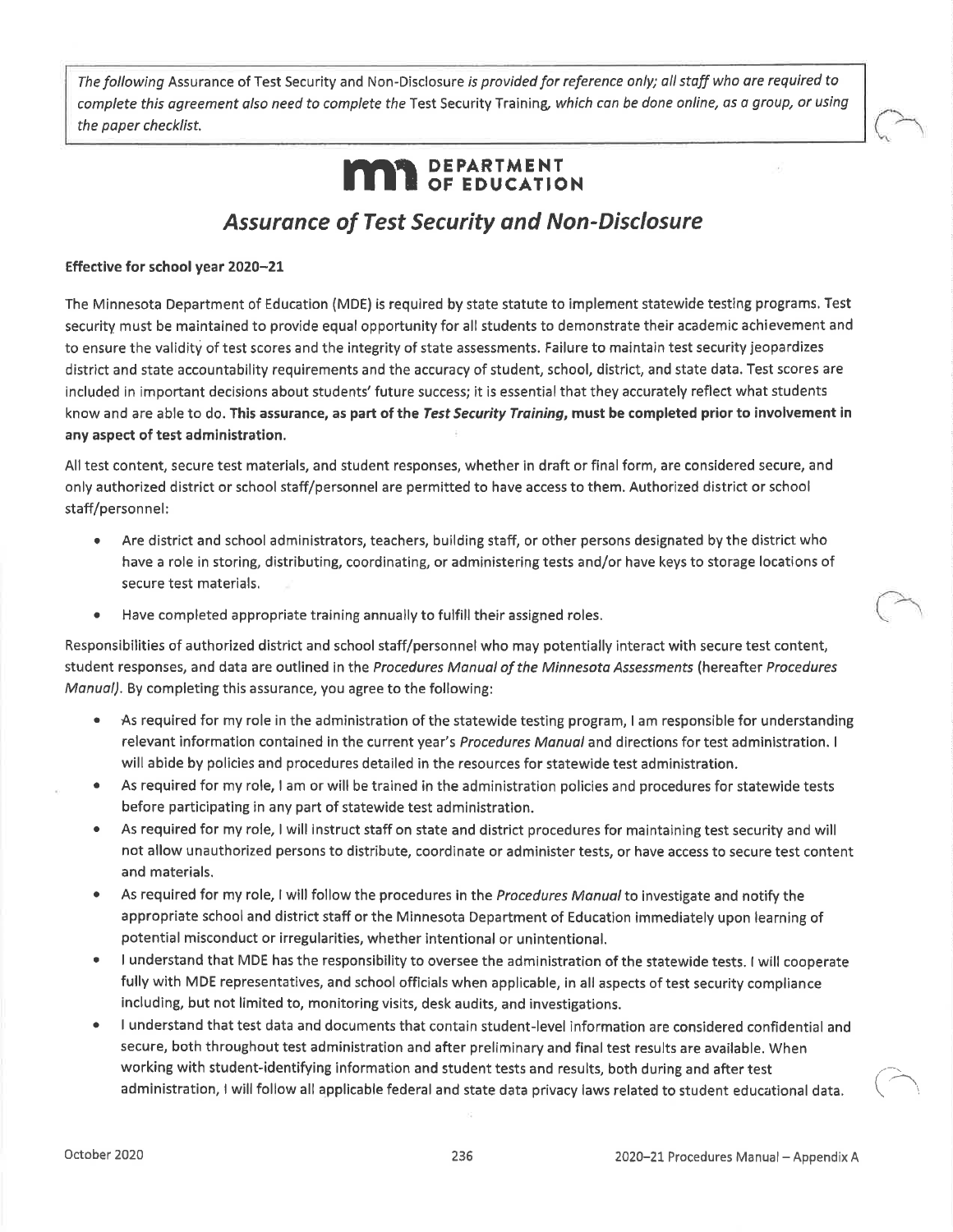*The following* Assurance of Test Security and Non-Disclosure *is provided for reference only; all staff who are required to complete this agreement also need to complete the* Test Security Training, *which can be done online, as a group, or using the paper checklist.*

**DEPARTMENT OF EDUCATION**

# *Assurance of Test Security and Non-Disclosure*

**Effective for school year 2020–21**

The Minnesota Department of Education (MDE) is required by state statute to implement statewide testing programs. Test security must be maintained to provide equal opportunity for all students to demonstrate their academic achievement and to ensure the validity of test scores and the integrity of state assessments. Failure to maintain test security jeopardizes district and state accountability requirements and the accuracy of student, school, district, and state data. Test scores are included in important decisions about students' future success; it is essential that they accurately reflect what students know and are able to do. **This assurance, as part of the *Test Security Training*, must be completed prior to involvement in any aspect of test administration.**

All test content, secure test materials, and student responses, whether in draft or final form, are considered secure, and only authorized district or school staff/personnel are permitted to have access to them. Authorized district or school staff/personnel:

- Are district and school administrators, teachers, building staff, or other persons designated by the district who have a role in storing, distributing, coordinating, or administering tests and/or have keys to storage locations of secure test materials.
- Have completed appropriate training annually to fulfill their assigned roles.

Responsibilities of authorized district and school staff/personnel who may potentially interact with secure test content, student responses, and data are outlined in the *Procedures Manual of the Minnesota Assessments* (hereafter *Procedures Manual*). By completing this assurance, you agree to the following:

- As required for my role in the administration of the statewide testing program, I am responsible for understanding relevant information contained in the current year's *Procedures Manual* and directions for test administration. I will abide by policies and procedures detailed in the resources for statewide test administration.
- As required for my role, I am or will be trained in the administration policies and procedures for statewide tests before participating in any part of statewide test administration.
- As required for my role, I will instruct staff on state and district procedures for maintaining test security and will not allow unauthorized persons to distribute, coordinate or administer tests, or have access to secure test content and materials.
- As required for my role, I will follow the procedures in the *Procedures Manual* to investigate and notify the appropriate school and district staff or the Minnesota Department of Education immediately upon learning of potential misconduct or irregularities, whether intentional or unintentional.
- I understand that MDE has the responsibility to oversee the administration of the statewide tests. I will cooperate fully with MDE representatives, and school officials when applicable, in all aspects of test security compliance including, but not limited to, monitoring visits, desk audits, and investigations.
- I understand that test data and documents that contain student-level information are considered confidential and secure, both throughout test administration and after preliminary and final test results are available. When working with student-identifying information and student tests and results, both during and after test administration, I will follow all applicable federal and state data privacy laws related to student educational data.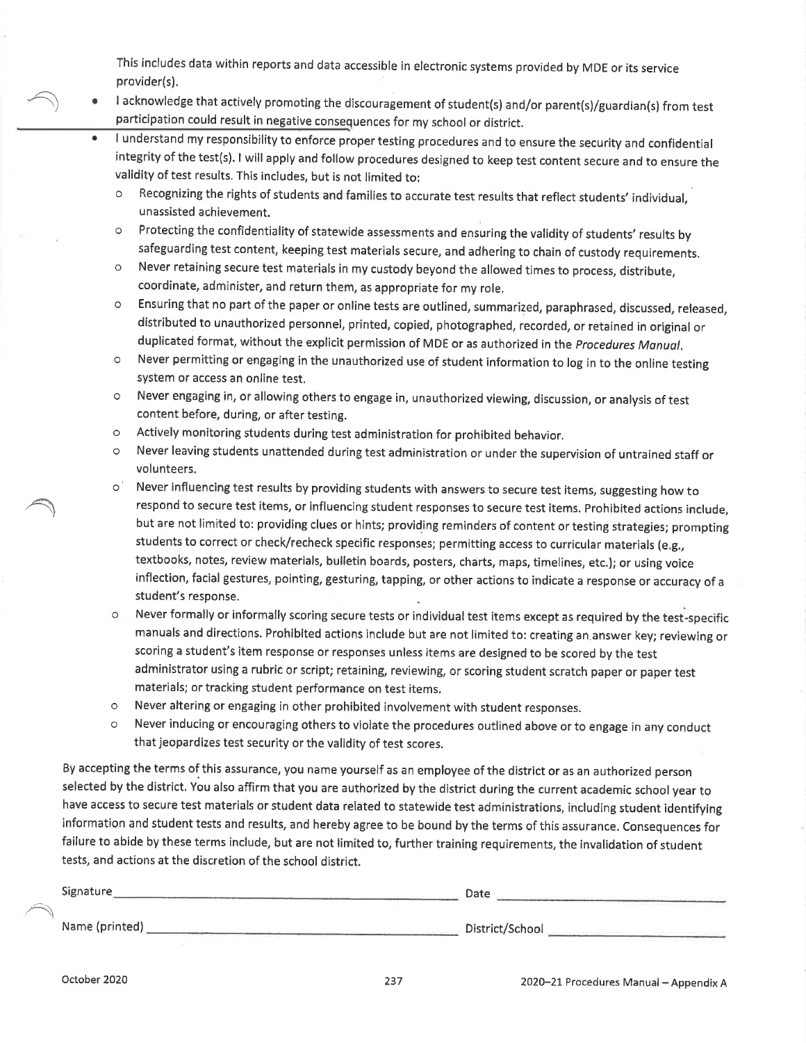This includes data within reports and data accessible in electronic systems provided by MDE or its service provider(s).

- I acknowledge that actively promoting the discouragement of student(s) and/or parent(s)/guardian(s) from test participation could result in negative consequences for my school or district.
- I understand my responsibility to enforce proper testing procedures and to ensure the security and confidential integrity of the test(s). I will apply and follow procedures designed to keep test content secure and to ensure the validity of test results. This includes, but is not limited to:
  - Recognizing the rights of students and families to accurate test results that reflect students' individual, unassisted achievement.
  - Protecting the confidentiality of statewide assessments and ensuring the validity of students' results by safeguarding test content, keeping test materials secure, and adhering to chain of custody requirements.
  - Never retaining secure test materials in my custody beyond the allowed times to process, distribute, coordinate, administer, and return them, as appropriate for my role.
  - Ensuring that no part of the paper or online tests are outlined, summarized, paraphrased, discussed, released, distributed to unauthorized personnel, printed, copied, photographed, recorded, or retained in original or duplicated format, without the explicit permission of MDE or as authorized in the *Procedures Manual*.
  - Never permitting or engaging in the unauthorized use of student information to log in to the online testing system or access an online test.
  - Never engaging in, or allowing others to engage in, unauthorized viewing, discussion, or analysis of test content before, during, or after testing.
  - Actively monitoring students during test administration for prohibited behavior.
  - Never leaving students unattended during test administration or under the supervision of untrained staff or volunteers.
  - Never influencing test results by providing students with answers to secure test items, suggesting how to respond to secure test items, or influencing student responses to secure test items. Prohibited actions include, but are not limited to: providing clues or hints; providing reminders of content or testing strategies; prompting students to correct or check/recheck specific responses; permitting access to curricular materials (e.g., textbooks, notes, review materials, bulletin boards, posters, charts, maps, timelines, etc.); or using voice inflection, facial gestures, pointing, gesturing, tapping, or other actions to indicate a response or accuracy of a student's response.
  - Never formally or informally scoring secure tests or individual test items except as required by the test-specific manuals and directions. Prohibited actions include but are not limited to: creating an answer key; reviewing or scoring a student's item response or responses unless items are designed to be scored by the test administrator using a rubric or script; retaining, reviewing, or scoring student scratch paper or paper test materials; or tracking student performance on test items.
  - Never altering or engaging in other prohibited involvement with student responses.
  - Never inducing or encouraging others to violate the procedures outlined above or to engage in any conduct that jeopardizes test security or the validity of test scores.

By accepting the terms of this assurance, you name yourself as an employee of the district or as an authorized person selected by the district. You also affirm that you are authorized by the district during the current academic school year to have access to secure test materials or student data related to statewide test administrations, including student identifying information and student tests and results, and hereby agree to be bound by the terms of this assurance. Consequences for failure to abide by these terms include, but are not limited to, further training requirements, the invalidation of student tests, and actions at the discretion of the school district.

Signature ______________________________ Date ______________________

Name (printed) ______________________________ District/School ______________________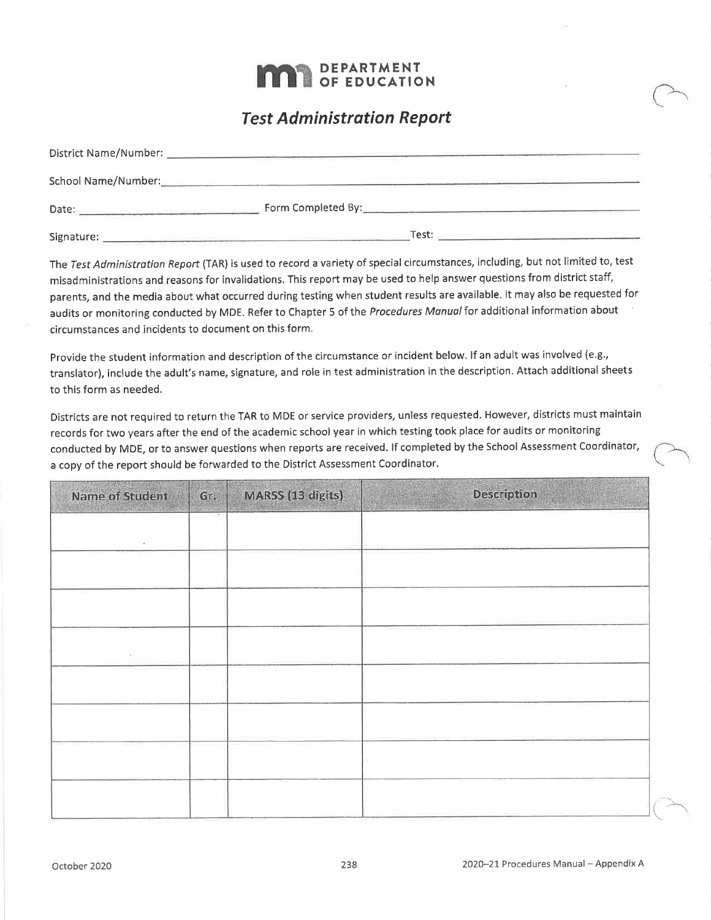DEPARTMENT OF EDUCATION

# Test Administration Report

District Name/Number: ______________________________

School Name/Number: ______________________________

Date: ______________ Form Completed By: ______________________________

Signature: ______________________________ Test: ______________

The *Test Administration Report* (TAR) is used to record a variety of special circumstances, including, but not limited to, test misadministrations and reasons for invalidations. This report may be used to help answer questions from district staff, parents, and the media about what occurred during testing when student results are available. It may also be requested for audits or monitoring conducted by MDE. Refer to Chapter 5 of the *Procedures Manual* for additional information about circumstances and incidents to document on this form.

Provide the student information and description of the circumstance or incident below. If an adult was involved (e.g., translator), include the adult's name, signature, and role in test administration in the description. Attach additional sheets to this form as needed.

Districts are not required to return the TAR to MDE or service providers, unless requested. However, districts must maintain records for two years after the end of the academic school year in which testing took place for audits or monitoring conducted by MDE, or to answer questions when reports are received. If completed by the School Assessment Coordinator, a copy of the report should be forwarded to the District Assessment Coordinator.

| Name of Student | Gr. | MARSS (13 digits) | Description |
|---|---|---|---|
| | | | |
| | | | |
| | | | |
| | | | |
| | | | |
| | | | |
| | | | |
| | | | |